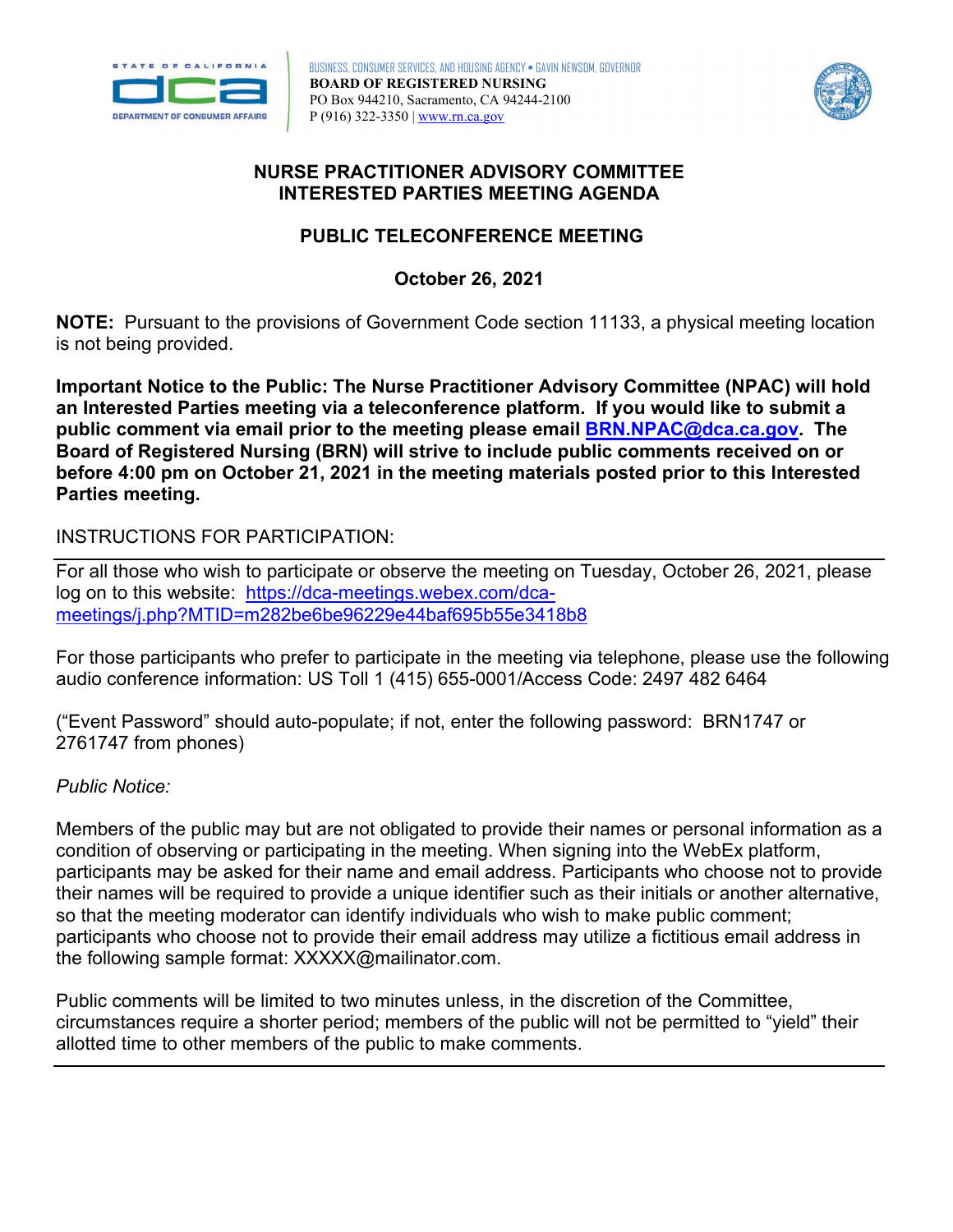BUSINESS, CONSUMER SERVICES, AND HOUSING AGENCY • GAVIN NEWSOM, GOVERNOR
**BOARD OF REGISTERED NURSING**
PO Box 944210, Sacramento, CA 94244-2100
P (916) 322-3350 | www.rn.ca.gov

# NURSE PRACTITIONER ADVISORY COMMITTEE INTERESTED PARTIES MEETING AGENDA

## PUBLIC TELECONFERENCE MEETING

### October 26, 2021

**NOTE:** Pursuant to the provisions of Government Code section 11133, a physical meeting location is not being provided.

**Important Notice to the Public: The Nurse Practitioner Advisory Committee (NPAC) will hold an Interested Parties meeting via a teleconference platform. If you would like to submit a public comment via email prior to the meeting please email BRN.NPAC@dca.ca.gov. The Board of Registered Nursing (BRN) will strive to include public comments received on or before 4:00 pm on October 21, 2021 in the meeting materials posted prior to this Interested Parties meeting.**

INSTRUCTIONS FOR PARTICIPATION:

For all those who wish to participate or observe the meeting on Tuesday, October 26, 2021, please log on to this website: https://dca-meetings.webex.com/dca-meetings/j.php?MTID=m282be6be96229e44baf695b55e3418b8

For those participants who prefer to participate in the meeting via telephone, please use the following audio conference information: US Toll 1 (415) 655-0001/Access Code: 2497 482 6464

("Event Password" should auto-populate; if not, enter the following password: BRN1747 or 2761747 from phones)

*Public Notice:*

Members of the public may but are not obligated to provide their names or personal information as a condition of observing or participating in the meeting. When signing into the WebEx platform, participants may be asked for their name and email address. Participants who choose not to provide their names will be required to provide a unique identifier such as their initials or another alternative, so that the meeting moderator can identify individuals who wish to make public comment; participants who choose not to provide their email address may utilize a fictitious email address in the following sample format: XXXXX@mailinator.com.

Public comments will be limited to two minutes unless, in the discretion of the Committee, circumstances require a shorter period; members of the public will not be permitted to "yield" their allotted time to other members of the public to make comments.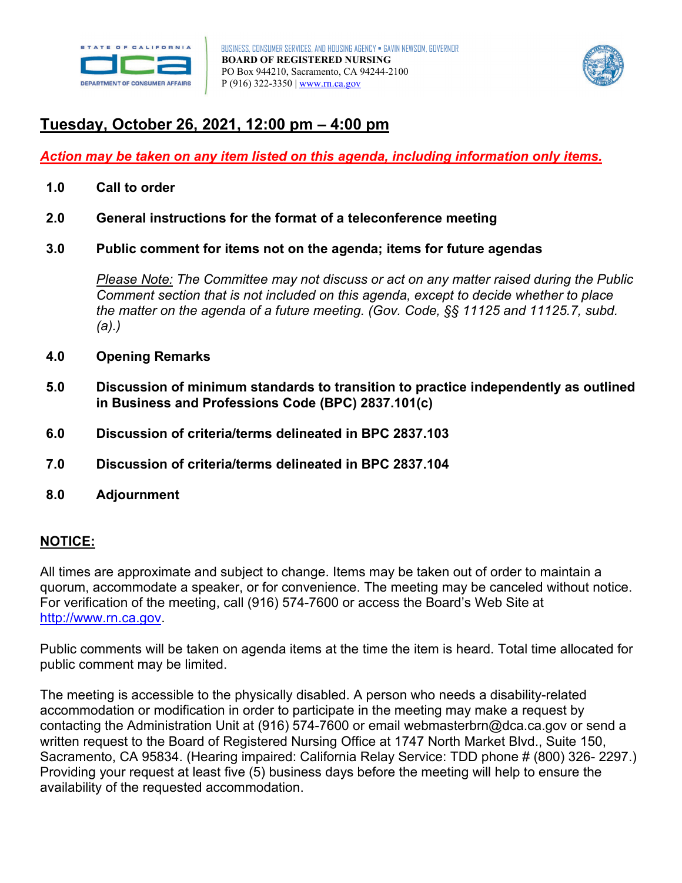BUSINESS, CONSUMER SERVICES, AND HOUSING AGENCY • GAVIN NEWSOM, GOVERNOR
**BOARD OF REGISTERED NURSING**
PO Box 944210, Sacramento, CA 94244-2100
P (916) 322-3350 | www.rn.ca.gov

## Tuesday, October 26, 2021, 12:00 pm – 4:00 pm

***Action may be taken on any item listed on this agenda, including information only items.***

**1.0 Call to order**

**2.0 General instructions for the format of a teleconference meeting**

**3.0 Public comment for items not on the agenda; items for future agendas**

*Please Note: The Committee may not discuss or act on any matter raised during the Public Comment section that is not included on this agenda, except to decide whether to place the matter on the agenda of a future meeting. (Gov. Code, §§ 11125 and 11125.7, subd. (a).)*

**4.0 Opening Remarks**

**5.0 Discussion of minimum standards to transition to practice independently as outlined in Business and Professions Code (BPC) 2837.101(c)**

**6.0 Discussion of criteria/terms delineated in BPC 2837.103**

**7.0 Discussion of criteria/terms delineated in BPC 2837.104**

**8.0 Adjournment**

**NOTICE:**

All times are approximate and subject to change. Items may be taken out of order to maintain a quorum, accommodate a speaker, or for convenience. The meeting may be canceled without notice. For verification of the meeting, call (916) 574-7600 or access the Board's Web Site at http://www.rn.ca.gov.

Public comments will be taken on agenda items at the time the item is heard. Total time allocated for public comment may be limited.

The meeting is accessible to the physically disabled. A person who needs a disability-related accommodation or modification in order to participate in the meeting may make a request by contacting the Administration Unit at (916) 574-7600 or email webmasterbrn@dca.ca.gov or send a written request to the Board of Registered Nursing Office at 1747 North Market Blvd., Suite 150, Sacramento, CA 95834. (Hearing impaired: California Relay Service: TDD phone # (800) 326- 2297.) Providing your request at least five (5) business days before the meeting will help to ensure the availability of the requested accommodation.